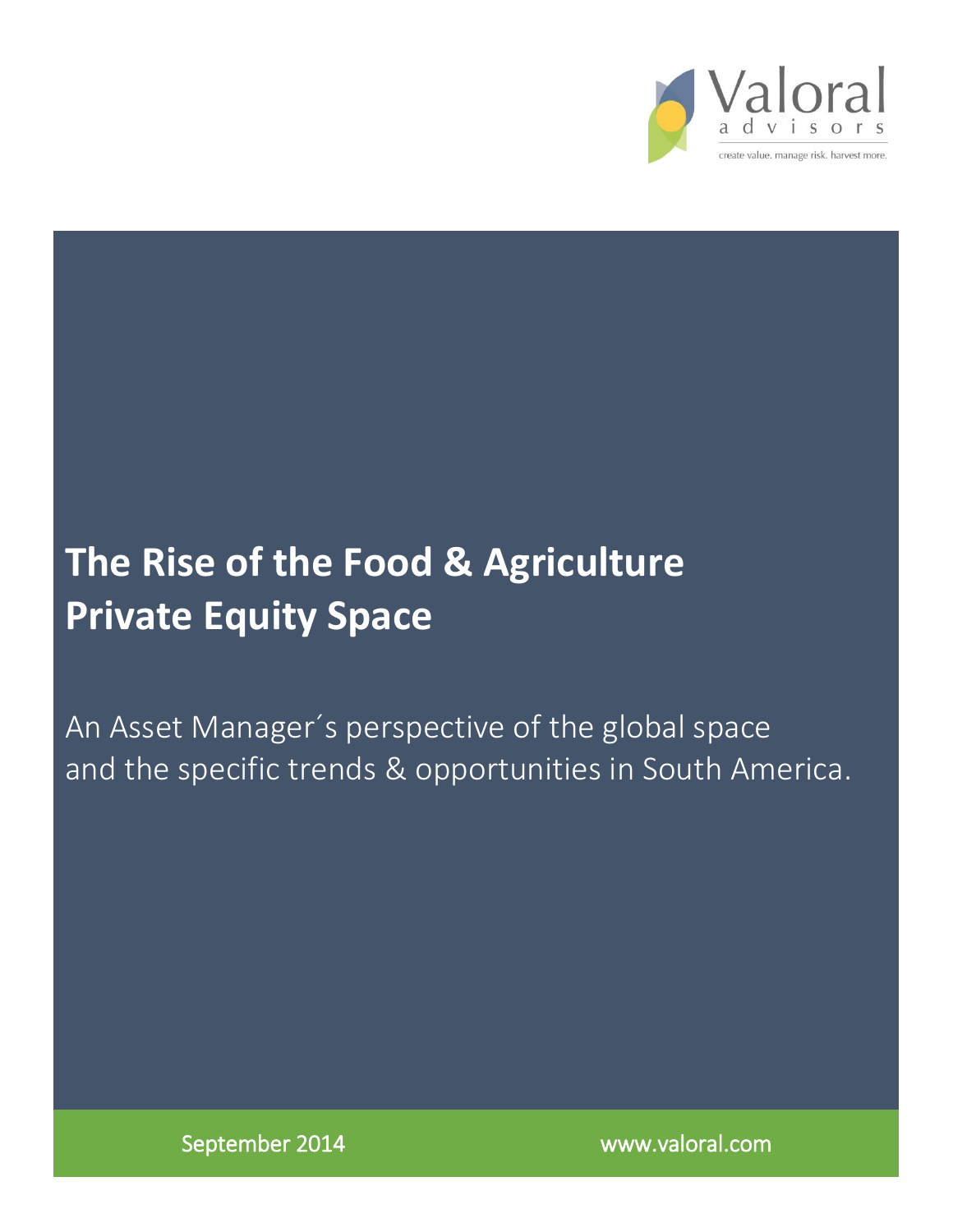Valoral advisors

create value. manage risk. harvest more.

# The Rise of the Food & Agriculture Private Equity Space

An Asset Manager´s perspective of the global space and the specific trends & opportunities in South America.

September 2014

www.valoral.com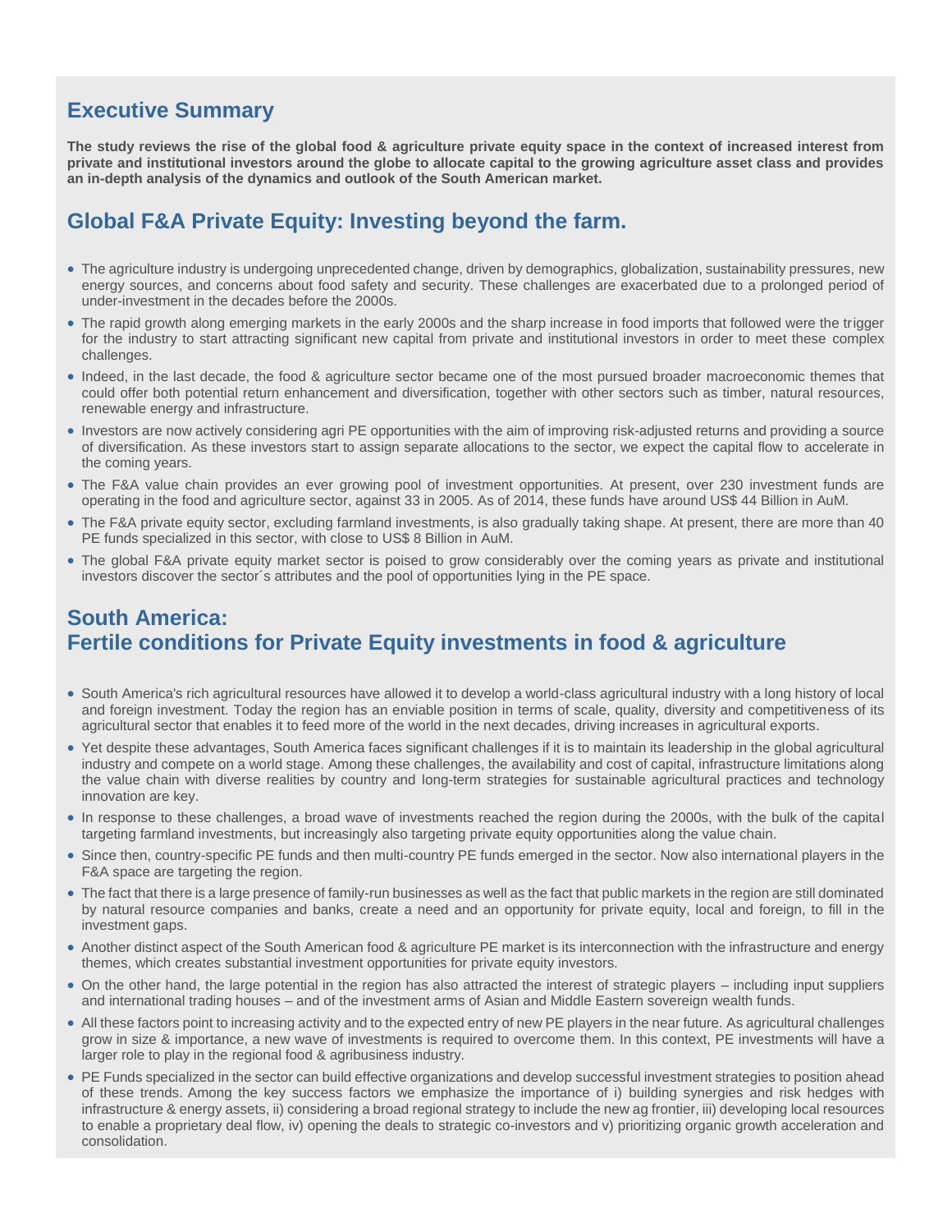# Executive Summary

**The study reviews the rise of the global food & agriculture private equity space in the context of increased interest from private and institutional investors around the globe to allocate capital to the growing agriculture asset class and provides an in-depth analysis of the dynamics and outlook of the South American market.**

## Global F&A Private Equity: Investing beyond the farm.

- The agriculture industry is undergoing unprecedented change, driven by demographics, globalization, sustainability pressures, new energy sources, and concerns about food safety and security. These challenges are exacerbated due to a prolonged period of under-investment in the decades before the 2000s.
- The rapid growth along emerging markets in the early 2000s and the sharp increase in food imports that followed were the trigger for the industry to start attracting significant new capital from private and institutional investors in order to meet these complex challenges.
- Indeed, in the last decade, the food & agriculture sector became one of the most pursued broader macroeconomic themes that could offer both potential return enhancement and diversification, together with other sectors such as timber, natural resources, renewable energy and infrastructure.
- Investors are now actively considering agri PE opportunities with the aim of improving risk-adjusted returns and providing a source of diversification. As these investors start to assign separate allocations to the sector, we expect the capital flow to accelerate in the coming years.
- The F&A value chain provides an ever growing pool of investment opportunities. At present, over 230 investment funds are operating in the food and agriculture sector, against 33 in 2005. As of 2014, these funds have around US$ 44 Billion in AuM.
- The F&A private equity sector, excluding farmland investments, is also gradually taking shape. At present, there are more than 40 PE funds specialized in this sector, with close to US$ 8 Billion in AuM.
- The global F&A private equity market sector is poised to grow considerably over the coming years as private and institutional investors discover the sector´s attributes and the pool of opportunities lying in the PE space.

## South America: Fertile conditions for Private Equity investments in food & agriculture

- South America's rich agricultural resources have allowed it to develop a world-class agricultural industry with a long history of local and foreign investment. Today the region has an enviable position in terms of scale, quality, diversity and competitiveness of its agricultural sector that enables it to feed more of the world in the next decades, driving increases in agricultural exports.
- Yet despite these advantages, South America faces significant challenges if it is to maintain its leadership in the global agricultural industry and compete on a world stage. Among these challenges, the availability and cost of capital, infrastructure limitations along the value chain with diverse realities by country and long-term strategies for sustainable agricultural practices and technology innovation are key.
- In response to these challenges, a broad wave of investments reached the region during the 2000s, with the bulk of the capital targeting farmland investments, but increasingly also targeting private equity opportunities along the value chain.
- Since then, country-specific PE funds and then multi-country PE funds emerged in the sector. Now also international players in the F&A space are targeting the region.
- The fact that there is a large presence of family-run businesses as well as the fact that public markets in the region are still dominated by natural resource companies and banks, create a need and an opportunity for private equity, local and foreign, to fill in the investment gaps.
- Another distinct aspect of the South American food & agriculture PE market is its interconnection with the infrastructure and energy themes, which creates substantial investment opportunities for private equity investors.
- On the other hand, the large potential in the region has also attracted the interest of strategic players – including input suppliers and international trading houses – and of the investment arms of Asian and Middle Eastern sovereign wealth funds.
- All these factors point to increasing activity and to the expected entry of new PE players in the near future. As agricultural challenges grow in size & importance, a new wave of investments is required to overcome them. In this context, PE investments will have a larger role to play in the regional food & agribusiness industry.
- PE Funds specialized in the sector can build effective organizations and develop successful investment strategies to position ahead of these trends. Among the key success factors we emphasize the importance of i) building synergies and risk hedges with infrastructure & energy assets, ii) considering a broad regional strategy to include the new ag frontier, iii) developing local resources to enable a proprietary deal flow, iv) opening the deals to strategic co-investors and v) prioritizing organic growth acceleration and consolidation.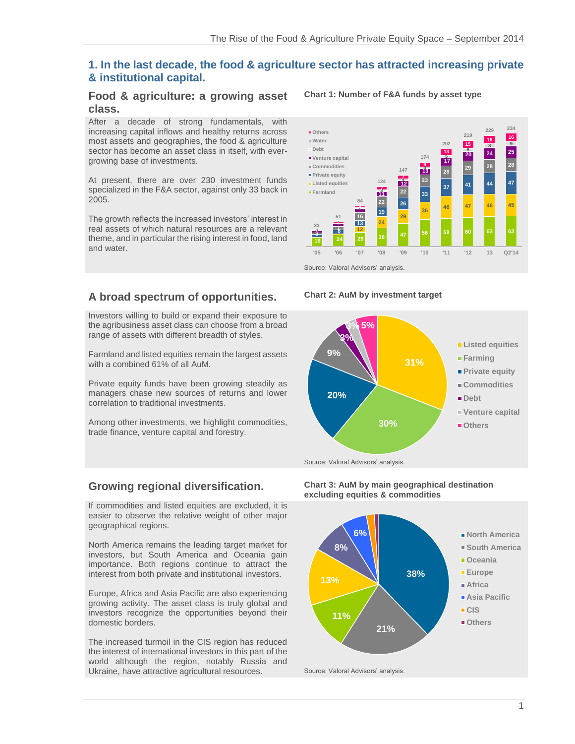## 1. In the last decade, the food & agriculture sector has attracted increasing private & institutional capital.

### Food & agriculture: a growing asset class.

After a decade of strong fundamentals, with increasing capital inflows and healthy returns across most assets and geographies, the food & agriculture sector has become an asset class in itself, with ever-growing base of investments.

At present, there are over 230 investment funds specialized in the F&A sector, against only 33 back in 2005.

The growth reflects the increased investors' interest in real assets of which natural resources are a relevant theme, and in particular the rising interest in food, land and water.

**Chart 1: Number of F&A funds by asset type**

Source: Valoral Advisors' analysis.

### A broad spectrum of opportunities.

Investors willing to build or expand their exposure to the agribusiness asset class can choose from a broad range of assets with different breadth of styles.

Farmland and listed equities remain the largest assets with a combined 61% of all AuM.

Private equity funds have been growing steadily as managers chase new sources of returns and lower correlation to traditional investments.

Among other investments, we highlight commodities, trade finance, venture capital and forestry.

**Chart 2: AuM by investment target**

Source: Valoral Advisors' analysis.

### Growing regional diversification.

If commodities and listed equities are excluded, it is easier to observe the relative weight of other major geographical regions.

North America remains the leading target market for investors, but South America and Oceania gain importance. Both regions continue to attract the interest from both private and institutional investors.

Europe, Africa and Asia Pacific are also experiencing growing activity. The asset class is truly global and investors recognize the opportunities beyond their domestic borders.

The increased turmoil in the CIS region has reduced the interest of international investors in this part of the world although the region, notably Russia and Ukraine, have attractive agricultural resources.

**Chart 3: AuM by main geographical destination excluding equities & commodities**

Source: Valoral Advisors' analysis.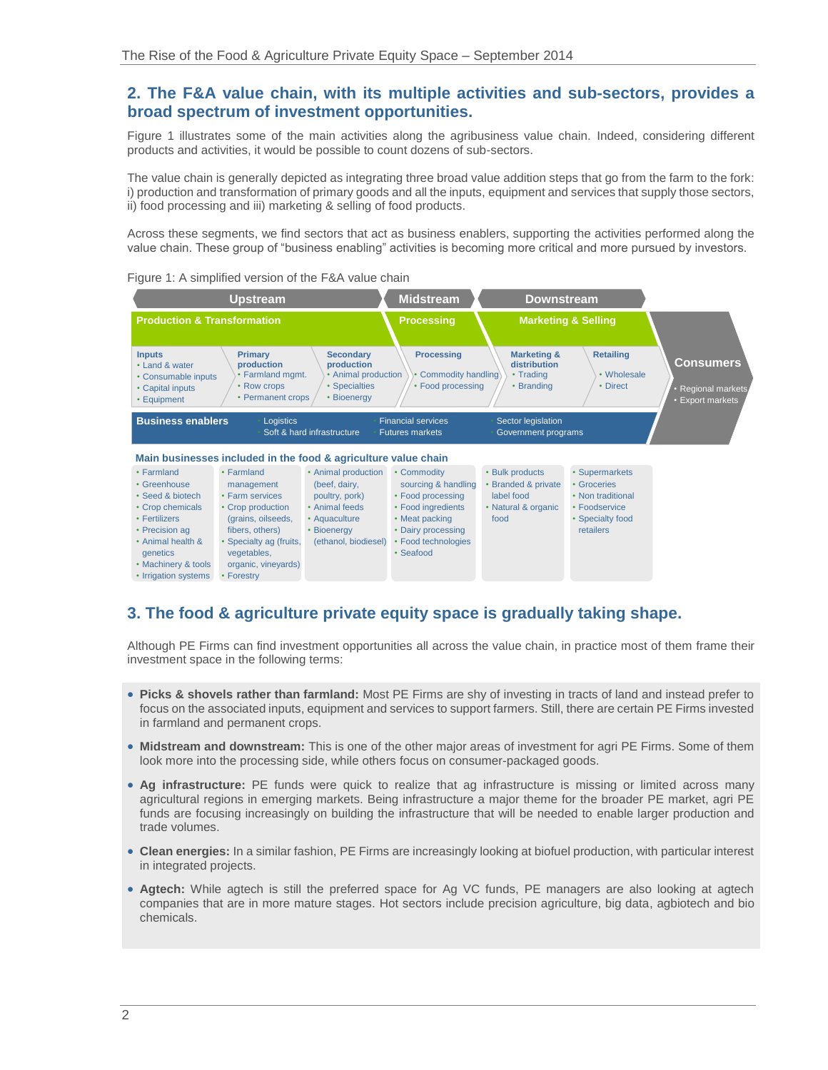## 2. The F&A value chain, with its multiple activities and sub-sectors, provides a broad spectrum of investment opportunities.

Figure 1 illustrates some of the main activities along the agribusiness value chain. Indeed, considering different products and activities, it would be possible to count dozens of sub-sectors.

The value chain is generally depicted as integrating three broad value addition steps that go from the farm to the fork: i) production and transformation of primary goods and all the inputs, equipment and services that supply those sectors, ii) food processing and iii) marketing & selling of food products.

Across these segments, we find sectors that act as business enablers, supporting the activities performed along the value chain. These group of "business enabling" activities is becoming more critical and more pursued by investors.

Figure 1: A simplified version of the F&A value chain

| Upstream | | | Midstream | Downstream | | |
|---|---|---|---|---|---|---|
| **Production & Transformation** | | | **Processing** | **Marketing & Selling** | | **Consumers** |
| **Inputs**<br>• Land & water<br>• Consumable inputs<br>• Capital inputs<br>• Equipment | **Primary production**<br>• Farmland mgmt.<br>• Row crops<br>• Permanent crops | **Secondary production**<br>• Animal production<br>• Specialties<br>• Bioenergy | **Processing**<br>• Commodity handling<br>• Food processing | **Marketing & distribution**<br>• Trading<br>• Branding | **Retailing**<br>• Wholesale<br>• Direct | • Regional markets<br>• Export markets |
| **Business enablers** | • Logistics<br>• Soft & hard infrastructure | | • Financial services<br>• Futures markets | • Sector legislation<br>• Government programs | | |

**Main businesses included in the food & agriculture value chain**

| | | | | | |
|---|---|---|---|---|---|
| • Farmland<br>• Greenhouse<br>• Seed & biotech<br>• Crop chemicals<br>• Fertilizers<br>• Precision ag<br>• Animal health & genetics<br>• Machinery & tools<br>• Irrigation systems | • Farmland management<br>• Farm services<br>• Crop production (grains, oilseeds, fibers, others)<br>• Specialty ag (fruits, vegetables, organic, vineyards)<br>• Forestry | • Animal production (beef, dairy, poultry, pork)<br>• Animal feeds<br>• Aquaculture<br>• Bioenergy (ethanol, biodiesel) | • Commodity sourcing & handling<br>• Food processing<br>• Food ingredients<br>• Meat packing<br>• Dairy processing<br>• Food technologies<br>• Seafood | • Bulk products<br>• Branded & private label food<br>• Natural & organic food | • Supermarkets<br>• Groceries<br>• Non traditional<br>• Foodservice<br>• Specialty food retailers |

## 3. The food & agriculture private equity space is gradually taking shape.

Although PE Firms can find investment opportunities all across the value chain, in practice most of them frame their investment space in the following terms:

- **Picks & shovels rather than farmland:** Most PE Firms are shy of investing in tracts of land and instead prefer to focus on the associated inputs, equipment and services to support farmers. Still, there are certain PE Firms invested in farmland and permanent crops.
- **Midstream and downstream:** This is one of the other major areas of investment for agri PE Firms. Some of them look more into the processing side, while others focus on consumer-packaged goods.
- **Ag infrastructure:** PE funds were quick to realize that ag infrastructure is missing or limited across many agricultural regions in emerging markets. Being infrastructure a major theme for the broader PE market, agri PE funds are focusing increasingly on building the infrastructure that will be needed to enable larger production and trade volumes.
- **Clean energies:** In a similar fashion, PE Firms are increasingly looking at biofuel production, with particular interest in integrated projects.
- **Agtech:** While agtech is still the preferred space for Ag VC funds, PE managers are also looking at agtech companies that are in more mature stages. Hot sectors include precision agriculture, big data, agbiotech and bio chemicals.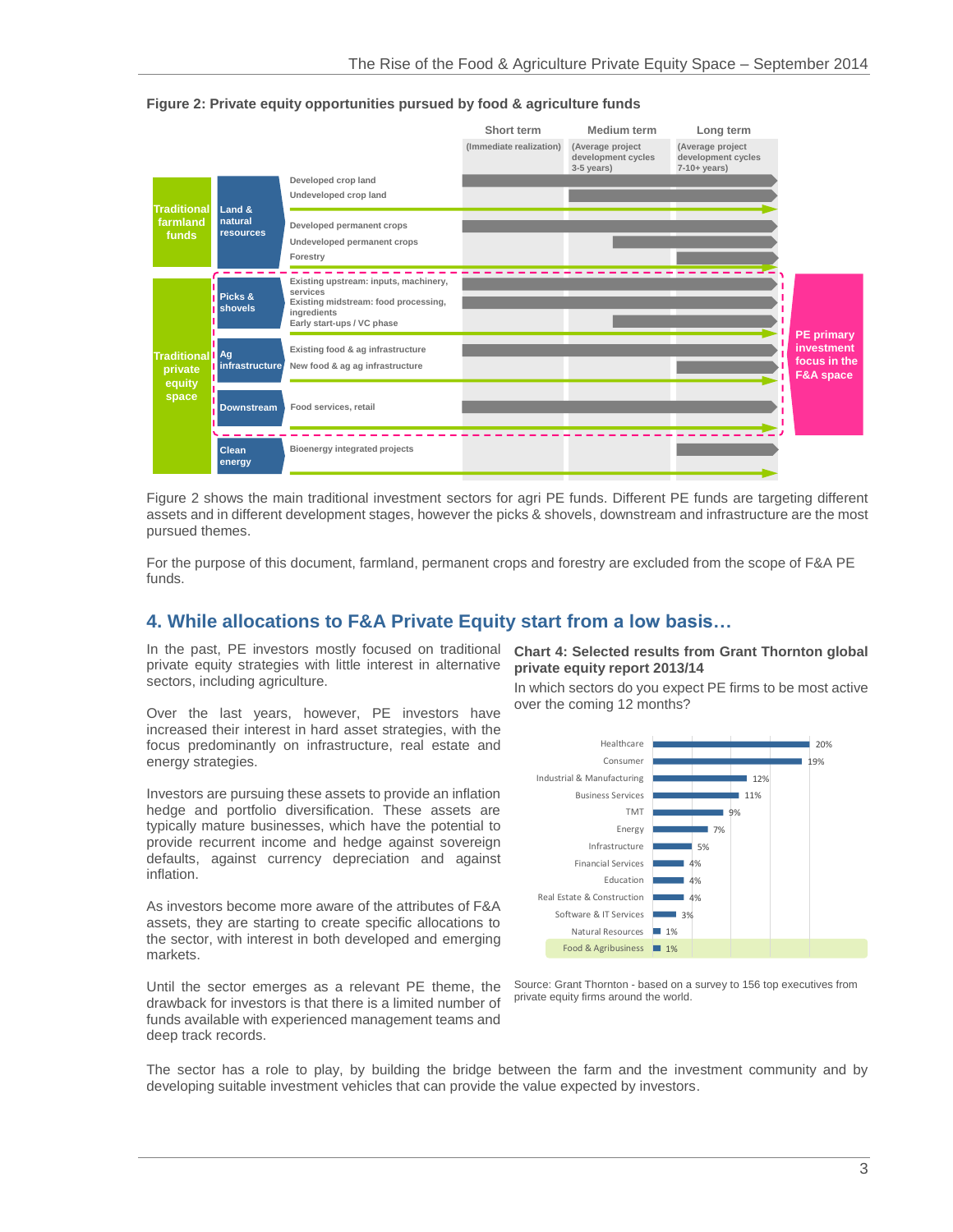**Figure 2: Private equity opportunities pursued by food & agriculture funds**

| | | | Short term (Immediate realization) | Medium term (Average project development cycles 3-5 years) | Long term (Average project development cycles 7-10+ years) |
|---|---|---|---|---|---|
| Traditional farmland funds | Land & natural resources | Developed crop land | ■ | ■ | ■ |
| | | Undeveloped crop land | | ■ | ■ |
| | | Developed permanent crops | ■ | ■ | ■ |
| | | Undeveloped permanent crops | | ■ | ■ |
| | | Forestry | | | ■ |
| Traditional private equity space | Picks & shovels | Existing upstream: inputs, machinery, services | ■ | ■ | ■ |
| | | Existing midstream: food processing, ingredients | ■ | ■ | ■ |
| | | Early start-ups / VC phase | | ■ | ■ |
| | Ag infrastructure | Existing food & ag infrastructure | ■ | ■ | ■ |
| | | New food & ag ag infrastructure | | ■ | ■ |
| | Downstream | Food services, retail | ■ | ■ | ■ |
| | Clean energy | Bioenergy integrated projects | | | ■ |

PE primary investment focus in the F&A space: Picks & shovels, Ag infrastructure, Downstream.

Figure 2 shows the main traditional investment sectors for agri PE funds. Different PE funds are targeting different assets and in different development stages, however the picks & shovels, downstream and infrastructure are the most pursued themes.

For the purpose of this document, farmland, permanent crops and forestry are excluded from the scope of F&A PE funds.

## 4. While allocations to F&A Private Equity start from a low basis…

In the past, PE investors mostly focused on traditional private equity strategies with little interest in alternative sectors, including agriculture.

Over the last years, however, PE investors have increased their interest in hard asset strategies, with the focus predominantly on infrastructure, real estate and energy strategies.

Investors are pursuing these assets to provide an inflation hedge and portfolio diversification. These assets are typically mature businesses, which have the potential to provide recurrent income and hedge against sovereign defaults, against currency depreciation and against inflation.

As investors become more aware of the attributes of F&A assets, they are starting to create specific allocations to the sector, with interest in both developed and emerging markets.

Until the sector emerges as a relevant PE theme, the drawback for investors is that there is a limited number of funds available with experienced management teams and deep track records.

**Chart 4: Selected results from Grant Thornton global private equity report 2013/14**

In which sectors do you expect PE firms to be most active over the coming 12 months?

| Sector | % |
|---|---|
| Healthcare | 20% |
| Consumer | 19% |
| Industrial & Manufacturing | 12% |
| Business Services | 11% |
| TMT | 9% |
| Energy | 7% |
| Infrastructure | 5% |
| Financial Services | 4% |
| Education | 4% |
| Real Estate & Construction | 4% |
| Software & IT Services | 3% |
| Natural Resources | 1% |
| Food & Agribusiness | 1% |

Source: Grant Thornton - based on a survey to 156 top executives from private equity firms around the world.

The sector has a role to play, by building the bridge between the farm and the investment community and by developing suitable investment vehicles that can provide the value expected by investors.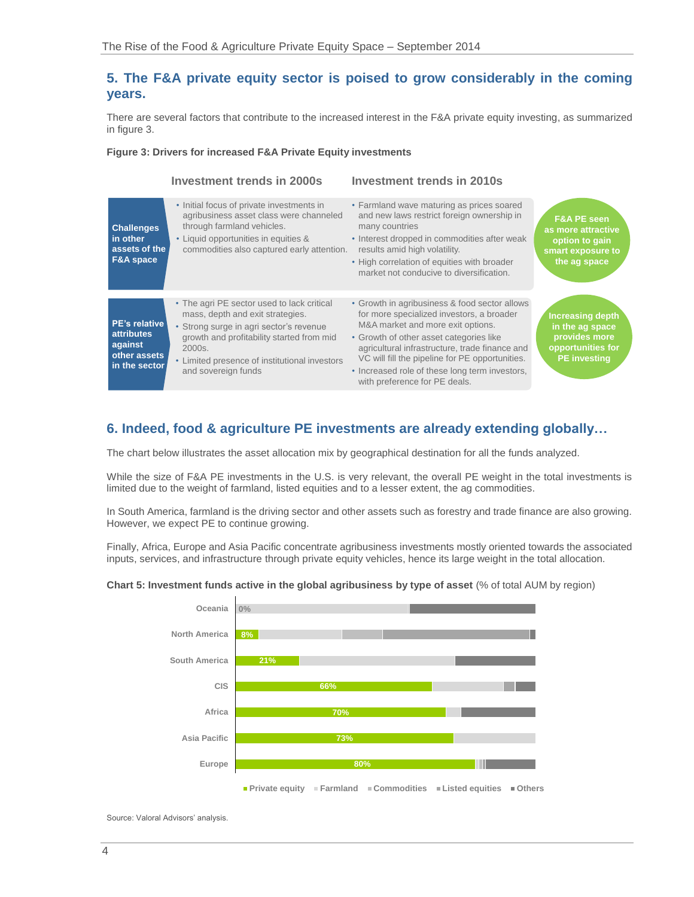## 5. The F&A private equity sector is poised to grow considerably in the coming years.

There are several factors that contribute to the increased interest in the F&A private equity investing, as summarized in figure 3.

**Figure 3: Drivers for increased F&A Private Equity investments**

| | Investment trends in 2000s | Investment trends in 2010s | |
|---|---|---|---|
| **Challenges in other assets of the F&A space** | • Initial focus of private investments in agribusiness asset class were channeled through farmland vehicles.<br>• Liquid opportunities in equities & commodities also captured early attention. | • Farmland wave maturing as prices soared and new laws restrict foreign ownership in many countries<br>• Interest dropped in commodities after weak results amid high volatility.<br>• High correlation of equities with broader market not conducive to diversification. | **F&A PE seen as more attractive option to gain smart exposure to the ag space** |
| **PE's relative attributes against other assets in the sector** | • The agri PE sector used to lack critical mass, depth and exit strategies.<br>• Strong surge in agri sector's revenue growth and profitability started from mid 2000s.<br>• Limited presence of institutional investors and sovereign funds | • Growth in agribusiness & food sector allows for more specialized investors, a broader M&A market and more exit options.<br>• Growth of other asset categories like agricultural infrastructure, trade finance and VC will fill the pipeline for PE opportunities.<br>• Increased role of these long term investors, with preference for PE deals. | **Increasing depth in the ag space provides more opportunities for PE investing** |

## 6. Indeed, food & agriculture PE investments are already extending globally…

The chart below illustrates the asset allocation mix by geographical destination for all the funds analyzed.

While the size of F&A PE investments in the U.S. is very relevant, the overall PE weight in the total investments is limited due to the weight of farmland, listed equities and to a lesser extent, the ag commodities.

In South America, farmland is the driving sector and other assets such as forestry and trade finance are also growing. However, we expect PE to continue growing.

Finally, Africa, Europe and Asia Pacific concentrate agribusiness investments mostly oriented towards the associated inputs, services, and infrastructure through private equity vehicles, hence its large weight in the total allocation.

**Chart 5: Investment funds active in the global agribusiness by type of asset** (% of total AUM by region)

| Region | Private equity |
|---|---|
| Oceania | 0% |
| North America | 8% |
| South America | 21% |
| CIS | 66% |
| Africa | 70% |
| Asia Pacific | 73% |
| Europe | 80% |

Legend: Private equity, Farmland, Commodities, Listed equities, Others

Source: Valoral Advisors' analysis.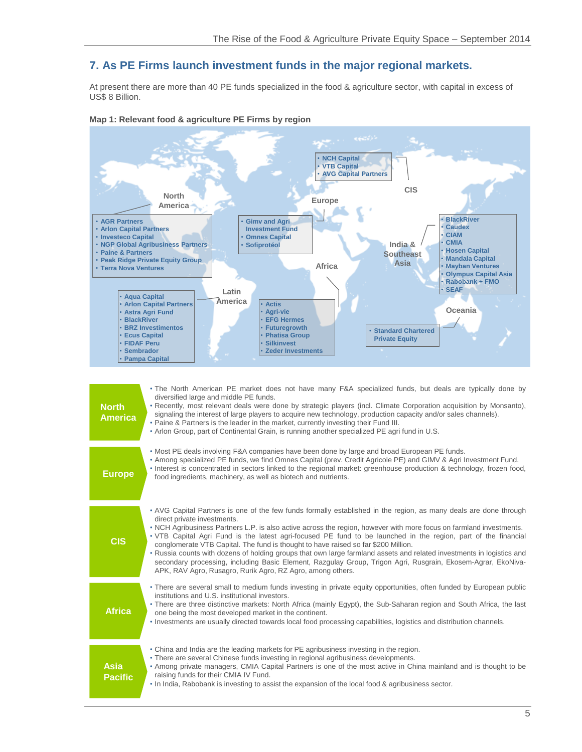## 7. As PE Firms launch investment funds in the major regional markets.

At present there are more than 40 PE funds specialized in the food & agriculture sector, with capital in excess of US$ 8 Billion.

**Map 1: Relevant food & agriculture PE Firms by region**

**North America**
- AGR Partners
- Arlon Capital Partners
- Investeco Capital
- NGP Global Agribusiness Partners
- Paine & Partners
- Peak Ridge Private Equity Group
- Terra Nova Ventures

**Latin America**
- Aqua Capital
- Arlon Capital Partners
- Astra Agri Fund
- BlackRiver
- BRZ Investimentos
- Ecus Capital
- FIDAF Peru
- Sembrador
- Pampa Capital

**Europe**
- Gimv and Agri Investment Fund
- Omnes Capital
- Sofiprotéol

**CIS**
- NCH Capital
- VTB Capital
- AVG Capital Partners

**Africa**
- Actis
- Agri-vie
- EFG Hermes
- Futuregrowth
- Phatisa Group
- Silkinvest
- Zeder Investments

**India & Southeast Asia**
- BlackRiver
- Caudex
- CIAM
- CMIA
- Hosen Capital
- Mandala Capital
- Mayban Ventures
- Olympus Capital Asia
- Rabobank + FMO
- SEAF

**Oceania**
- Standard Chartered Private Equity

**North America**
- The North American PE market does not have many F&A specialized funds, but deals are typically done by diversified large and middle PE funds.
- Recently, most relevant deals were done by strategic players (incl. Climate Corporation acquisition by Monsanto), signaling the interest of large players to acquire new technology, production capacity and/or sales channels).
- Paine & Partners is the leader in the market, currently investing their Fund III.
- Arlon Group, part of Continental Grain, is running another specialized PE agri fund in U.S.

**Europe**
- Most PE deals involving F&A companies have been done by large and broad European PE funds.
- Among specialized PE funds, we find Omnes Capital (prev. Credit Agricole PE) and GIMV & Agri Investment Fund.
- Interest is concentrated in sectors linked to the regional market: greenhouse production & technology, frozen food, food ingredients, machinery, as well as biotech and nutrients.

**CIS**
- AVG Capital Partners is one of the few funds formally established in the region, as many deals are done through direct private investments.
- NCH Agribusiness Partners L.P. is also active across the region, however with more focus on farmland investments.
- VTB Capital Agri Fund is the latest agri-focused PE fund to be launched in the region, part of the financial conglomerate VTB Capital. The fund is thought to have raised so far $200 Million.
- Russia counts with dozens of holding groups that own large farmland assets and related investments in logistics and secondary processing, including Basic Element, Razgulay Group, Trigon Agri, Rusgrain, Ekosem-Agrar, EkoNiva-APK, RAV Agro, Rusagro, Rurik Agro, RZ Agro, among others.

**Africa**
- There are several small to medium funds investing in private equity opportunities, often funded by European public institutions and U.S. institutional investors.
- There are three distinctive markets: North Africa (mainly Egypt), the Sub-Saharan region and South Africa, the last one being the most developed market in the continent.
- Investments are usually directed towards local food processing capabilities, logistics and distribution channels.

**Asia Pacific**
- China and India are the leading markets for PE agribusiness investing in the region.
- There are several Chinese funds investing in regional agribusiness developments.
- Among private managers, CMIA Capital Partners is one of the most active in China mainland and is thought to be raising funds for their CMIA IV Fund.
- In India, Rabobank is investing to assist the expansion of the local food & agribusiness sector.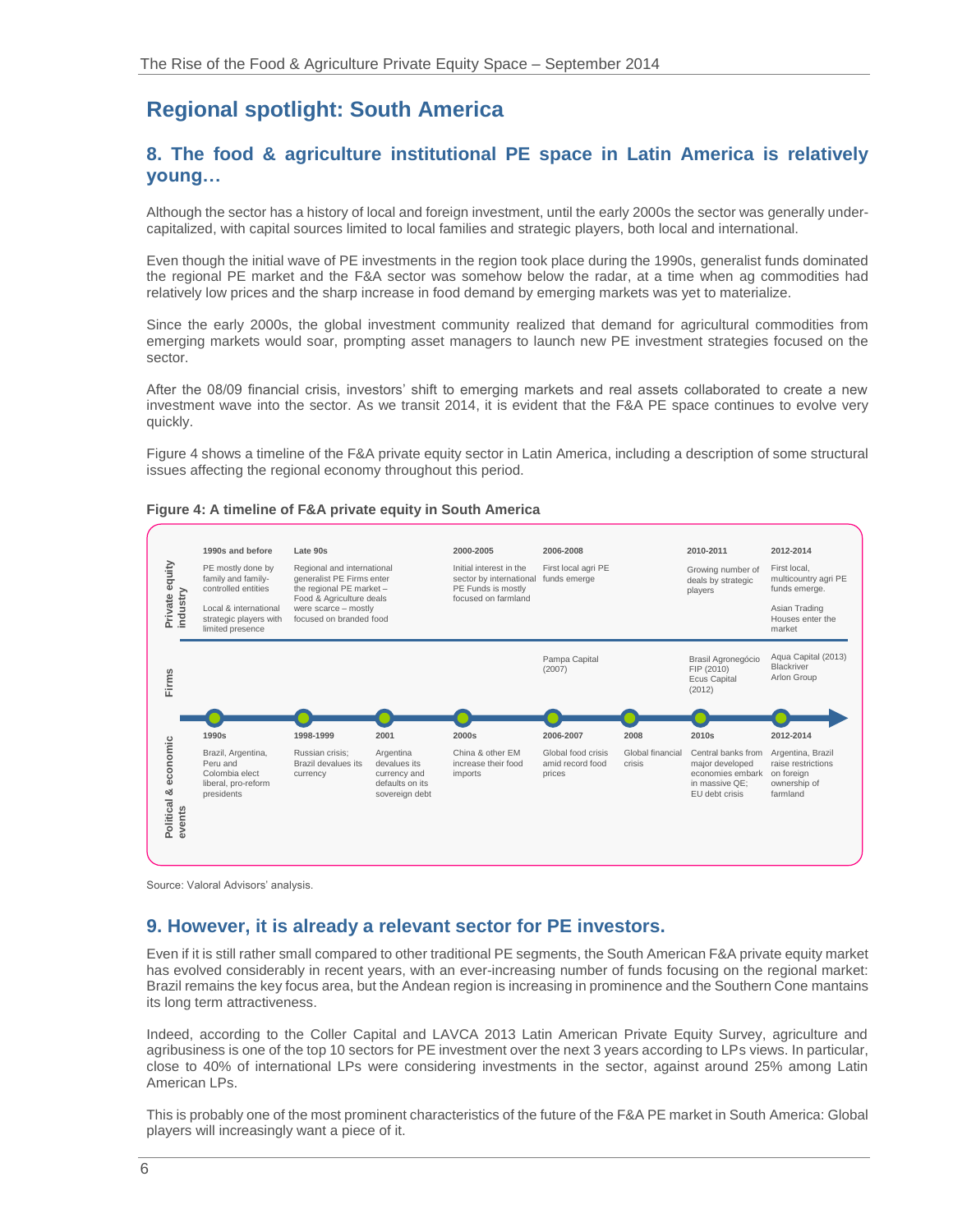# Regional spotlight: South America

## 8. The food & agriculture institutional PE space in Latin America is relatively young…

Although the sector has a history of local and foreign investment, until the early 2000s the sector was generally under-capitalized, with capital sources limited to local families and strategic players, both local and international.

Even though the initial wave of PE investments in the region took place during the 1990s, generalist funds dominated the regional PE market and the F&A sector was somehow below the radar, at a time when ag commodities had relatively low prices and the sharp increase in food demand by emerging markets was yet to materialize.

Since the early 2000s, the global investment community realized that demand for agricultural commodities from emerging markets would soar, prompting asset managers to launch new PE investment strategies focused on the sector.

After the 08/09 financial crisis, investors' shift to emerging markets and real assets collaborated to create a new investment wave into the sector. As we transit 2014, it is evident that the F&A PE space continues to evolve very quickly.

Figure 4 shows a timeline of the F&A private equity sector in Latin America, including a description of some structural issues affecting the regional economy throughout this period.

**Figure 4: A timeline of F&A private equity in South America**

| | 1990s and before | Late 90s | 2000-2005 | 2006-2008 | 2010-2011 | 2012-2014 |
|---|---|---|---|---|---|---|
| Private equity industry | PE mostly done by family and family-controlled entities. Local & international strategic players with limited presence | Regional and international generalist PE Firms enter the regional PE market – Food & Agriculture deals were scarce – mostly focused on branded food | Initial interest in the sector by international PE Funds is mostly focused on farmland | First local agri PE funds emerge | Growing number of deals by strategic players | First local, multicountry agri PE funds emerge. Asian Trading Houses enter the market |
| Firms | | | | Pampa Capital (2007) | Brasil Agronegócio FIP (2010), Ecus Capital (2012) | Aqua Capital (2013), Blackriver, Arlon Group |

| Political & economic events | |
|---|---|
| 1990s | Brazil, Argentina, Peru and Colombia elect liberal, pro-reform presidents |
| 1998-1999 | Russian crisis; Brazil devalues its currency |
| 2001 | Argentina devalues its currency and defaults on its sovereign debt |
| 2000s | China & other EM increase their food imports |
| 2006-2007 | Global food crisis amid record food prices |
| 2008 | Global financial crisis |
| 2010s | Central banks from major developed economies embark in massive QE; EU debt crisis |
| 2012-2014 | Argentina, Brazil raise restrictions on foreign ownership of farmland |

Source: Valoral Advisors' analysis.

## 9. However, it is already a relevant sector for PE investors.

Even if it is still rather small compared to other traditional PE segments, the South American F&A private equity market has evolved considerably in recent years, with an ever-increasing number of funds focusing on the regional market: Brazil remains the key focus area, but the Andean region is increasing in prominence and the Southern Cone mantains its long term attractiveness.

Indeed, according to the Coller Capital and LAVCA 2013 Latin American Private Equity Survey, agriculture and agribusiness is one of the top 10 sectors for PE investment over the next 3 years according to LPs views. In particular, close to 40% of international LPs were considering investments in the sector, against around 25% among Latin American LPs.

This is probably one of the most prominent characteristics of the future of the F&A PE market in South America: Global players will increasingly want a piece of it.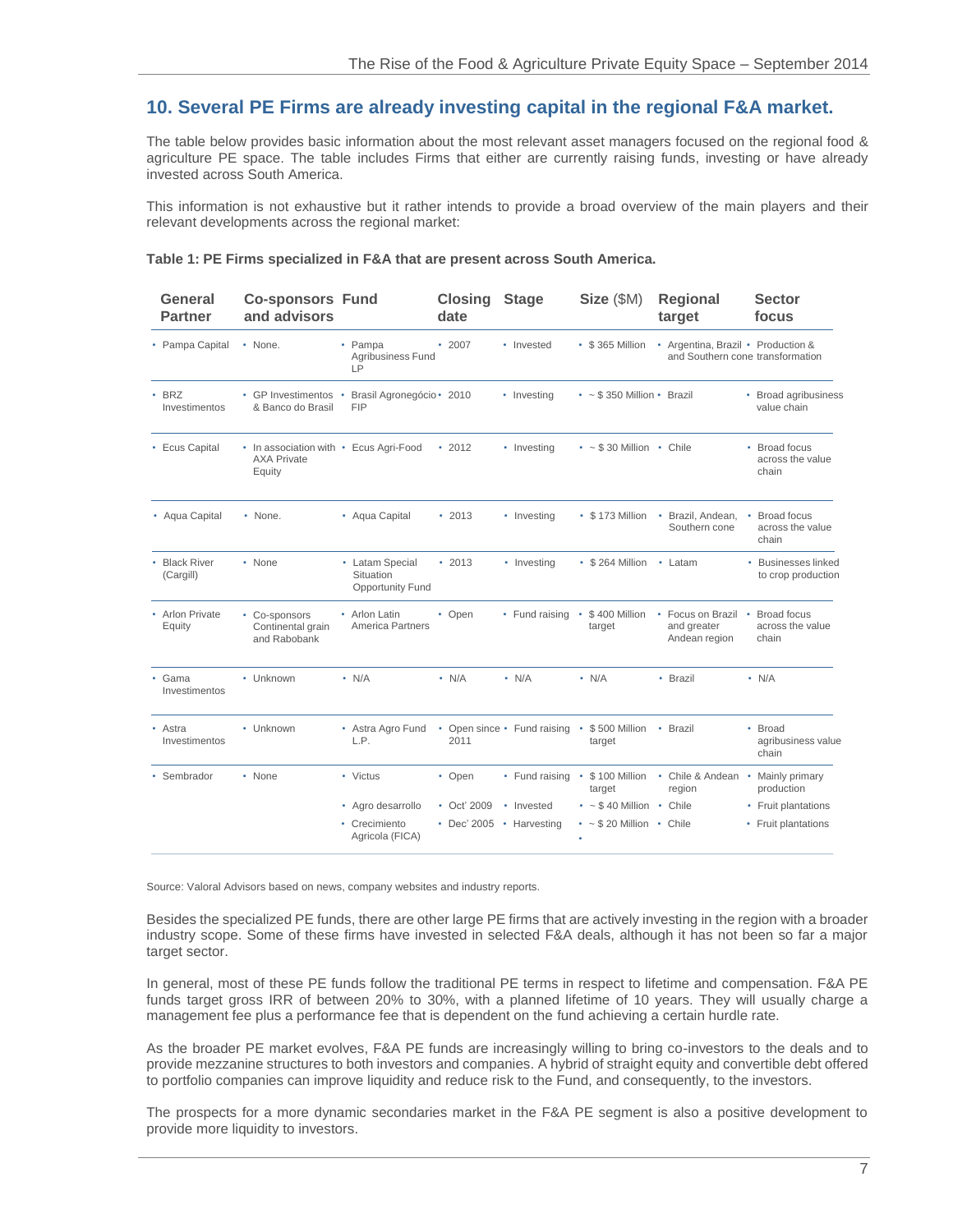## 10. Several PE Firms are already investing capital in the regional F&A market.

The table below provides basic information about the most relevant asset managers focused on the regional food & agriculture PE space. The table includes Firms that either are currently raising funds, investing or have already invested across South America.

This information is not exhaustive but it rather intends to provide a broad overview of the main players and their relevant developments across the regional market:

**Table 1: PE Firms specialized in F&A that are present across South America.**

| General Partner | Co-sponsors and advisors | Fund | Closing date | Stage | Size ($M) | Regional target | Sector focus |
|---|---|---|---|---|---|---|---|
| Pampa Capital | None. | Pampa Agribusiness Fund LP | 2007 | Invested | $ 365 Million | Argentina, Brazil and Southern cone | Production & transformation |
| BRZ Investimentos | GP Investimentos & Banco do Brasil | Brasil Agronegócio FIP | 2010 | Investing | ~ $ 350 Million | Brazil | Broad agribusiness value chain |
| Ecus Capital | In association with AXA Private Equity | Ecus Agri-Food | 2012 | Investing | ~ $ 30 Million | Chile | Broad focus across the value chain |
| Aqua Capital | None. | Aqua Capital | 2013 | Investing | $ 173 Million | Brazil, Andean, Southern cone | Broad focus across the value chain |
| Black River (Cargill) | None | Latam Special Situation Opportunity Fund | 2013 | Investing | $ 264 Million | Latam | Businesses linked to crop production |
| Arlon Private Equity | Co-sponsors Continental grain and Rabobank | Arlon Latin America Partners | Open | Fund raising | $ 400 Million target | Focus on Brazil and greater Andean region | Broad focus across the value chain |
| Gama Investimentos | Unknown | N/A | N/A | N/A | N/A | Brazil | N/A |
| Astra Investimentos | Unknown | Astra Agro Fund L.P. | Open since 2011 | Fund raising | $ 500 Million target | Brazil | Broad agribusiness value chain |
| Sembrador | None | Victus | Open | Fund raising | $ 100 Million target | Chile & Andean region | Mainly primary production |
| | | Agro desarrollo | Oct' 2009 | Invested | ~ $ 40 Million | Chile | Fruit plantations |
| | | Crecimiento Agricola (FICA) | Dec' 2005 | Harvesting | ~ $ 20 Million | Chile | Fruit plantations |

Source: Valoral Advisors based on news, company websites and industry reports.

Besides the specialized PE funds, there are other large PE firms that are actively investing in the region with a broader industry scope. Some of these firms have invested in selected F&A deals, although it has not been so far a major target sector.

In general, most of these PE funds follow the traditional PE terms in respect to lifetime and compensation. F&A PE funds target gross IRR of between 20% to 30%, with a planned lifetime of 10 years. They will usually charge a management fee plus a performance fee that is dependent on the fund achieving a certain hurdle rate.

As the broader PE market evolves, F&A PE funds are increasingly willing to bring co-investors to the deals and to provide mezzanine structures to both investors and companies. A hybrid of straight equity and convertible debt offered to portfolio companies can improve liquidity and reduce risk to the Fund, and consequently, to the investors.

The prospects for a more dynamic secondaries market in the F&A PE segment is also a positive development to provide more liquidity to investors.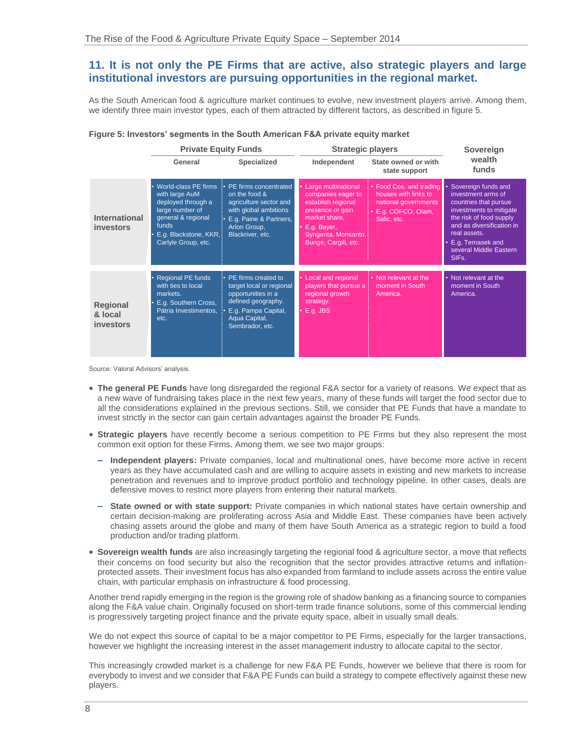## 11. It is not only the PE Firms that are active, also strategic players and large institutional investors are pursuing opportunities in the regional market.

As the South American food & agriculture market continues to evolve, new investment players arrive. Among them, we identify three main investor types, each of them attracted by different factors, as described in figure 5.

**Figure 5: Investors' segments in the South American F&A private equity market**

| | Private Equity Funds | | Strategic players | | Sovereign wealth funds |
|---|---|---|---|---|---|
| | General | Specialized | Independent | State owned or with state support | |
| **International investors** | • World-class PE firms with large AuM deployed through a large number of general & regional funds<br>• E.g. Blackstone, KKR, Carlyle Group, etc. | • PE firms concentrated on the food & agriculture sector and with global ambitions<br>• E.g. Paine & Partners, Arlon Group, Blackriver, etc. | • Large multinational companies eager to establish regional presence or gain market share.<br>• E.g. Bayer, Syngenta, Monsanto, Bunge, Cargill, etc. | • Food Cos. and trading houses with links to national governments<br>• E.g. COFCO, Olam, Salic, etc. | • Sovereign funds and investment arms of countries that pursue investments to mitigate the risk of food supply and as diversification in real assets.<br>• E.g. Temasek and several Middle Eastern SIFs. |
| **Regional & local investors** | • Regional PE funds with ties to local markets.<br>• E.g. Southern Cross, Pátria Investimentos, etc. | • PE firms created to target local or regional opportunities in a defined geography.<br>• E.g. Pampa Capital, Aqua Capital, Sembrador, etc. | • Local and regional players that pursue a regional growth strategy.<br>• E.g. JBS | • Not relevant at the moment in South America. | • Not relevant at the moment in South America. |

Source: Valoral Advisors' analysis.

- **The general PE Funds** have long disregarded the regional F&A sector for a variety of reasons. We expect that as a new wave of fundraising takes place in the next few years, many of these funds will target the food sector due to all the considerations explained in the previous sections. Still, we consider that PE Funds that have a mandate to invest strictly in the sector can gain certain advantages against the broader PE Funds.
- **Strategic players** have recently become a serious competition to PE Firms but they also represent the most common exit option for these Firms. Among them, we see two major groups:
  - **Independent players:** Private companies, local and multinational ones, have become more active in recent years as they have accumulated cash and are willing to acquire assets in existing and new markets to increase penetration and revenues and to improve product portfolio and technology pipeline. In other cases, deals are defensive moves to restrict more players from entering their natural markets.
  - **State owned or with state support:** Private companies in which natural states have certain ownership and certain decision-making are proliferating across Asia and Middle East. These companies have been actively chasing assets around the globe and many of them have South America as a strategic region to build a food production and/or trading platform.
- **Sovereign wealth funds** are also increasingly targeting the regional food & agriculture sector, a move that reflects their concerns on food security but also the recognition that the sector provides attractive returns and inflation-protected assets. Their investment focus has also expanded from farmland to include assets across the entire value chain, with particular emphasis on infrastructure & food processing.

Another trend rapidly emerging in the region is the growing role of shadow banking as a financing source to companies along the F&A value chain. Originally focused on short-term trade finance solutions, some of this commercial lending is progressively targeting project finance and the private equity space, albeit in usually small deals.

We do not expect this source of capital to be a major competitor to PE Firms, especially for the larger transactions, however we highlight the increasing interest in the asset management industry to allocate capital to the sector.

This increasingly crowded market is a challenge for new F&A PE Funds, however we believe that there is room for everybody to invest and we consider that F&A PE Funds can build a strategy to compete effectively against these new players.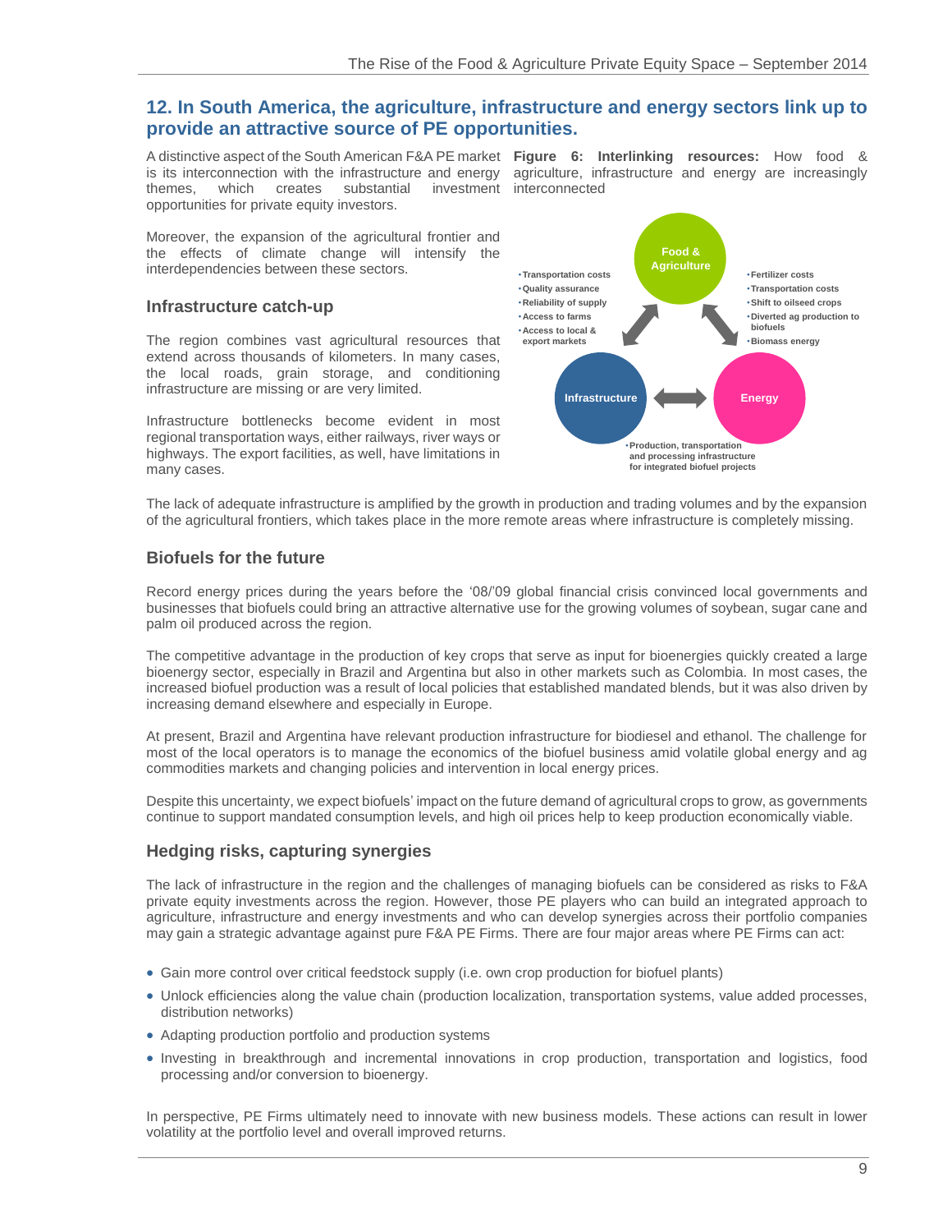## 12. In South America, the agriculture, infrastructure and energy sectors link up to provide an attractive source of PE opportunities.

A distinctive aspect of the South American F&A PE market is its interconnection with the infrastructure and energy themes, which creates substantial investment opportunities for private equity investors.

Moreover, the expansion of the agricultural frontier and the effects of climate change will intensify the interdependencies between these sectors.

### Infrastructure catch-up

The region combines vast agricultural resources that extend across thousands of kilometers. In many cases, the local roads, grain storage, and conditioning infrastructure are missing or are very limited.

Infrastructure bottlenecks become evident in most regional transportation ways, either railways, river ways or highways. The export facilities, as well, have limitations in many cases.

**Figure 6: Interlinking resources:** How food & agriculture, infrastructure and energy are increasingly interconnected

Food & Agriculture — Infrastructure:
- Transportation costs
- Quality assurance
- Reliability of supply
- Access to farms
- Access to local & export markets

Food & Agriculture — Energy:
- Fertilizer costs
- Transportation costs
- Shift to oilseed crops
- Diverted ag production to biofuels
- Biomass energy

Infrastructure — Energy:
- Production, transportation and processing infrastructure for integrated biofuel projects

The lack of adequate infrastructure is amplified by the growth in production and trading volumes and by the expansion of the agricultural frontiers, which takes place in the more remote areas where infrastructure is completely missing.

### Biofuels for the future

Record energy prices during the years before the '08/'09 global financial crisis convinced local governments and businesses that biofuels could bring an attractive alternative use for the growing volumes of soybean, sugar cane and palm oil produced across the region.

The competitive advantage in the production of key crops that serve as input for bioenergies quickly created a large bioenergy sector, especially in Brazil and Argentina but also in other markets such as Colombia. In most cases, the increased biofuel production was a result of local policies that established mandated blends, but it was also driven by increasing demand elsewhere and especially in Europe.

At present, Brazil and Argentina have relevant production infrastructure for biodiesel and ethanol. The challenge for most of the local operators is to manage the economics of the biofuel business amid volatile global energy and ag commodities markets and changing policies and intervention in local energy prices.

Despite this uncertainty, we expect biofuels' impact on the future demand of agricultural crops to grow, as governments continue to support mandated consumption levels, and high oil prices help to keep production economically viable.

### Hedging risks, capturing synergies

The lack of infrastructure in the region and the challenges of managing biofuels can be considered as risks to F&A private equity investments across the region. However, those PE players who can build an integrated approach to agriculture, infrastructure and energy investments and who can develop synergies across their portfolio companies may gain a strategic advantage against pure F&A PE Firms. There are four major areas where PE Firms can act:

- Gain more control over critical feedstock supply (i.e. own crop production for biofuel plants)
- Unlock efficiencies along the value chain (production localization, transportation systems, value added processes, distribution networks)
- Adapting production portfolio and production systems
- Investing in breakthrough and incremental innovations in crop production, transportation and logistics, food processing and/or conversion to bioenergy.

In perspective, PE Firms ultimately need to innovate with new business models. These actions can result in lower volatility at the portfolio level and overall improved returns.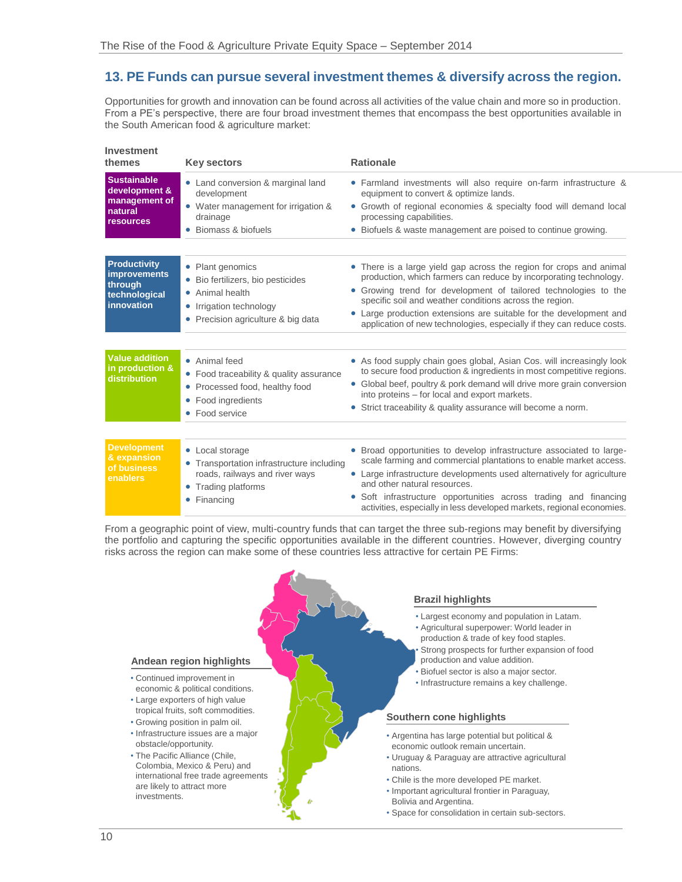## 13. PE Funds can pursue several investment themes & diversify across the region.

Opportunities for growth and innovation can be found across all activities of the value chain and more so in production. From a PE's perspective, there are four broad investment themes that encompass the best opportunities available in the South American food & agriculture market:

| Investment themes | Key sectors | Rationale |
|---|---|---|
| **Sustainable development & management of natural resources** | • Land conversion & marginal land development<br>• Water management for irrigation & drainage<br>• Biomass & biofuels | • Farmland investments will also require on-farm infrastructure & equipment to convert & optimize lands.<br>• Growth of regional economies & specialty food will demand local processing capabilities.<br>• Biofuels & waste management are poised to continue growing. |
| **Productivity improvements through technological innovation** | • Plant genomics<br>• Bio fertilizers, bio pesticides<br>• Animal health<br>• Irrigation technology<br>• Precision agriculture & big data | • There is a large yield gap across the region for crops and animal production, which farmers can reduce by incorporating technology.<br>• Growing trend for development of tailored technologies to the specific soil and weather conditions across the region.<br>• Large production extensions are suitable for the development and application of new technologies, especially if they can reduce costs. |
| **Value addition in production & distribution** | • Animal feed<br>• Food traceability & quality assurance<br>• Processed food, healthy food<br>• Food ingredients<br>• Food service | • As food supply chain goes global, Asian Cos. will increasingly look to secure food production & ingredients in most competitive regions.<br>• Global beef, poultry & pork demand will drive more grain conversion into proteins – for local and export markets.<br>• Strict traceability & quality assurance will become a norm. |
| **Development & expansion of business enablers** | • Local storage<br>• Transportation infrastructure including roads, railways and river ways<br>• Trading platforms<br>• Financing | • Broad opportunities to develop infrastructure associated to large-scale farming and commercial plantations to enable market access.<br>• Large infrastructure developments used alternatively for agriculture and other natural resources.<br>• Soft infrastructure opportunities across trading and financing activities, especially in less developed markets, regional economies. |

From a geographic point of view, multi-country funds that can target the three sub-regions may benefit by diversifying the portfolio and capturing the specific opportunities available in the different countries. However, diverging country risks across the region can make some of these countries less attractive for certain PE Firms:

**Brazil highlights**

- Largest economy and population in Latam.
- Agricultural superpower: World leader in production & trade of key food staples.
- Strong prospects for further expansion of food production and value addition.
- Biofuel sector is also a major sector.
- Infrastructure remains a key challenge.

**Andean region highlights**

- Continued improvement in economic & political conditions.
- Large exporters of high value tropical fruits, soft commodities.
- Growing position in palm oil.
- Infrastructure issues are a major obstacle/opportunity.
- The Pacific Alliance (Chile, Colombia, Mexico & Peru) and international free trade agreements are likely to attract more investments.

**Southern cone highlights**

- Argentina has large potential but political & economic outlook remain uncertain.
- Uruguay & Paraguay are attractive agricultural nations.
- Chile is the more developed PE market.
- Important agricultural frontier in Paraguay, Bolivia and Argentina.
- Space for consolidation in certain sub-sectors.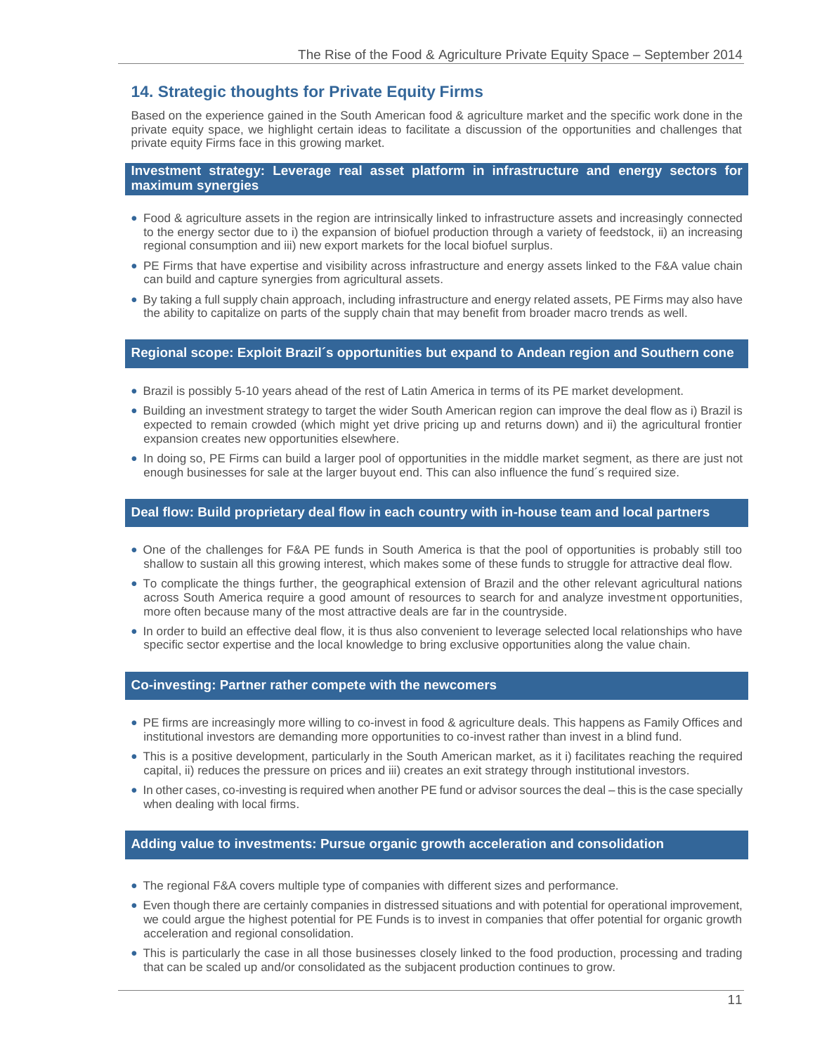## 14. Strategic thoughts for Private Equity Firms

Based on the experience gained in the South American food & agriculture market and the specific work done in the private equity space, we highlight certain ideas to facilitate a discussion of the opportunities and challenges that private equity Firms face in this growing market.

### Investment strategy: Leverage real asset platform in infrastructure and energy sectors for maximum synergies

- Food & agriculture assets in the region are intrinsically linked to infrastructure assets and increasingly connected to the energy sector due to i) the expansion of biofuel production through a variety of feedstock, ii) an increasing regional consumption and iii) new export markets for the local biofuel surplus.
- PE Firms that have expertise and visibility across infrastructure and energy assets linked to the F&A value chain can build and capture synergies from agricultural assets.
- By taking a full supply chain approach, including infrastructure and energy related assets, PE Firms may also have the ability to capitalize on parts of the supply chain that may benefit from broader macro trends as well.

### Regional scope: Exploit Brazil´s opportunities but expand to Andean region and Southern cone

- Brazil is possibly 5-10 years ahead of the rest of Latin America in terms of its PE market development.
- Building an investment strategy to target the wider South American region can improve the deal flow as i) Brazil is expected to remain crowded (which might yet drive pricing up and returns down) and ii) the agricultural frontier expansion creates new opportunities elsewhere.
- In doing so, PE Firms can build a larger pool of opportunities in the middle market segment, as there are just not enough businesses for sale at the larger buyout end. This can also influence the fund´s required size.

### Deal flow: Build proprietary deal flow in each country with in-house team and local partners

- One of the challenges for F&A PE funds in South America is that the pool of opportunities is probably still too shallow to sustain all this growing interest, which makes some of these funds to struggle for attractive deal flow.
- To complicate the things further, the geographical extension of Brazil and the other relevant agricultural nations across South America require a good amount of resources to search for and analyze investment opportunities, more often because many of the most attractive deals are far in the countryside.
- In order to build an effective deal flow, it is thus also convenient to leverage selected local relationships who have specific sector expertise and the local knowledge to bring exclusive opportunities along the value chain.

### Co-investing: Partner rather compete with the newcomers

- PE firms are increasingly more willing to co-invest in food & agriculture deals. This happens as Family Offices and institutional investors are demanding more opportunities to co-invest rather than invest in a blind fund.
- This is a positive development, particularly in the South American market, as it i) facilitates reaching the required capital, ii) reduces the pressure on prices and iii) creates an exit strategy through institutional investors.
- In other cases, co-investing is required when another PE fund or advisor sources the deal – this is the case specially when dealing with local firms.

### Adding value to investments: Pursue organic growth acceleration and consolidation

- The regional F&A covers multiple type of companies with different sizes and performance.
- Even though there are certainly companies in distressed situations and with potential for operational improvement, we could argue the highest potential for PE Funds is to invest in companies that offer potential for organic growth acceleration and regional consolidation.
- This is particularly the case in all those businesses closely linked to the food production, processing and trading that can be scaled up and/or consolidated as the subjacent production continues to grow.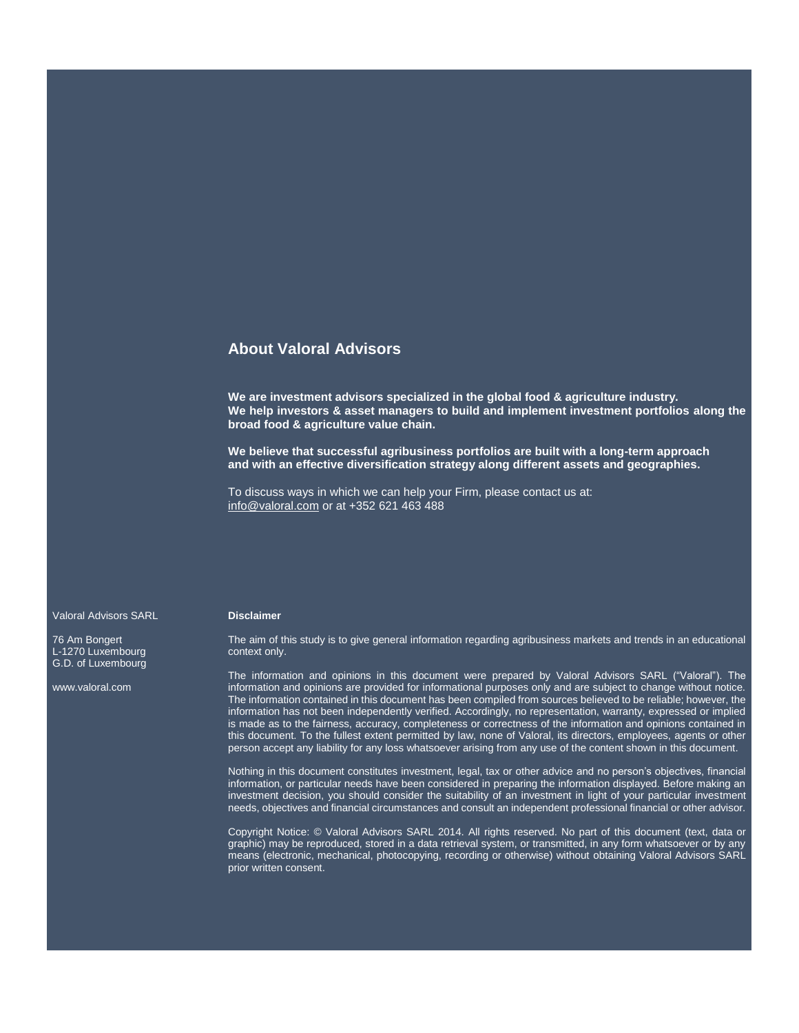## About Valoral Advisors

**We are investment advisors specialized in the global food & agriculture industry.**
**We help investors & asset managers to build and implement investment portfolios along the broad food & agriculture value chain.**

**We believe that successful agribusiness portfolios are built with a long-term approach and with an effective diversification strategy along different assets and geographies.**

To discuss ways in which we can help your Firm, please contact us at:
info@valoral.com or at +352 621 463 488

Valoral Advisors SARL

76 Am Bongert
L-1270 Luxembourg
G.D. of Luxembourg

www.valoral.com

**Disclaimer**

The aim of this study is to give general information regarding agribusiness markets and trends in an educational context only.

The information and opinions in this document were prepared by Valoral Advisors SARL ("Valoral"). The information and opinions are provided for informational purposes only and are subject to change without notice. The information contained in this document has been compiled from sources believed to be reliable; however, the information has not been independently verified. Accordingly, no representation, warranty, expressed or implied is made as to the fairness, accuracy, completeness or correctness of the information and opinions contained in this document. To the fullest extent permitted by law, none of Valoral, its directors, employees, agents or other person accept any liability for any loss whatsoever arising from any use of the content shown in this document.

Nothing in this document constitutes investment, legal, tax or other advice and no person's objectives, financial information, or particular needs have been considered in preparing the information displayed. Before making an investment decision, you should consider the suitability of an investment in light of your particular investment needs, objectives and financial circumstances and consult an independent professional financial or other advisor.

Copyright Notice: © Valoral Advisors SARL 2014. All rights reserved. No part of this document (text, data or graphic) may be reproduced, stored in a data retrieval system, or transmitted, in any form whatsoever or by any means (electronic, mechanical, photocopying, recording or otherwise) without obtaining Valoral Advisors SARL prior written consent.